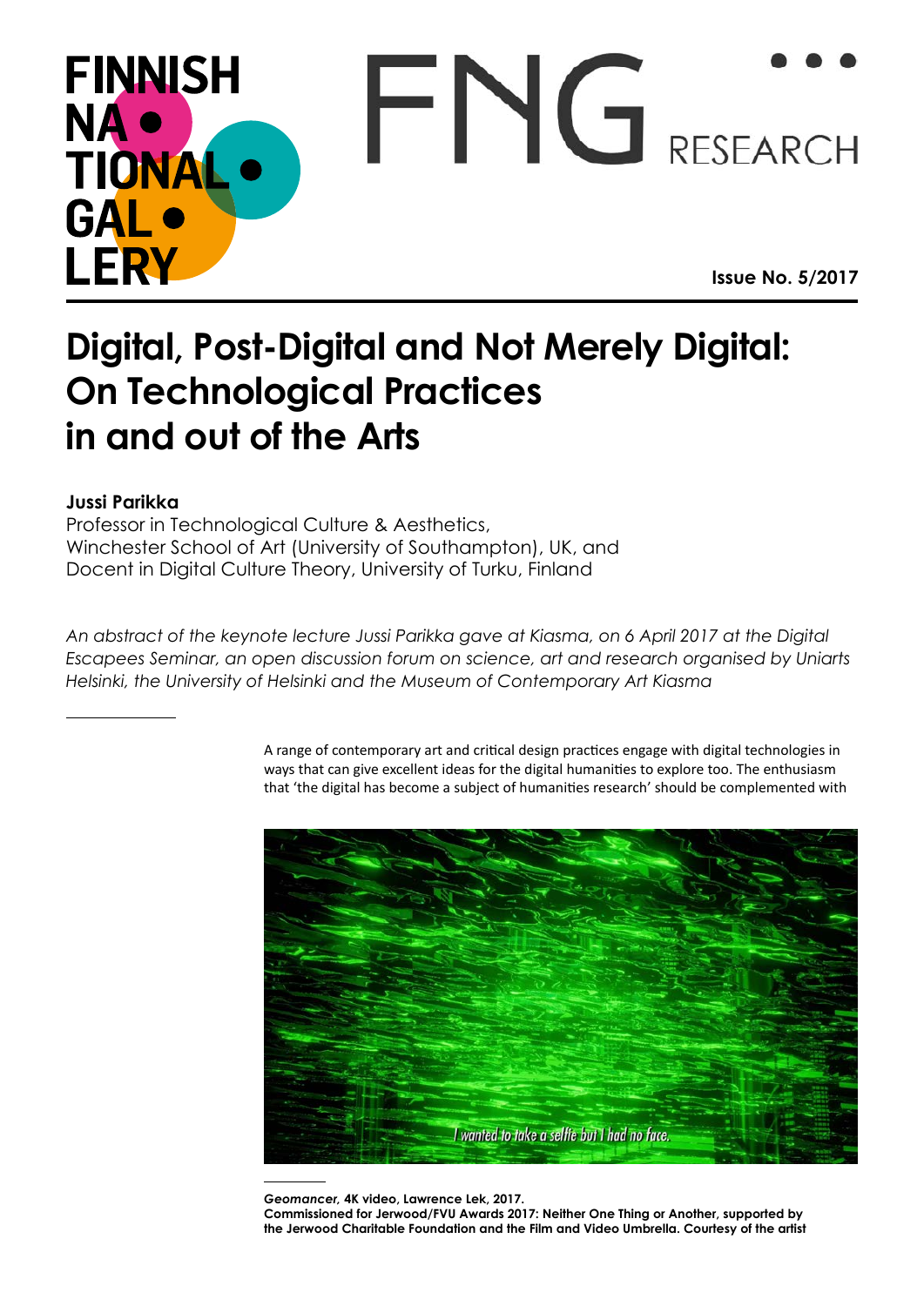Issue No. 5/2017

# Digital, Post-Digital and Not Merely Digital: On Technological Practices in and out of the Arts

**Jussi Parikka**
Professor in Technological Culture & Aesthetics,
Winchester School of Art (University of Southampton), UK, and
Docent in Digital Culture Theory, University of Turku, Finland

*An abstract of the keynote lecture Jussi Parikka gave at Kiasma, on 6 April 2017 at the Digital Escapees Seminar, an open discussion forum on science, art and research organised by Uniarts Helsinki, the University of Helsinki and the Museum of Contemporary Art Kiasma*

A range of contemporary art and critical design practices engage with digital technologies in ways that can give excellent ideas for the digital humanities to explore too. The enthusiasm that 'the digital has become a subject of humanities research' should be complemented with

**Geomancer, 4K video, Lawrence Lek, 2017.**
**Commissioned for Jerwood/FVU Awards 2017: Neither One Thing or Another, supported by the Jerwood Charitable Foundation and the Film and Video Umbrella. Courtesy of the artist**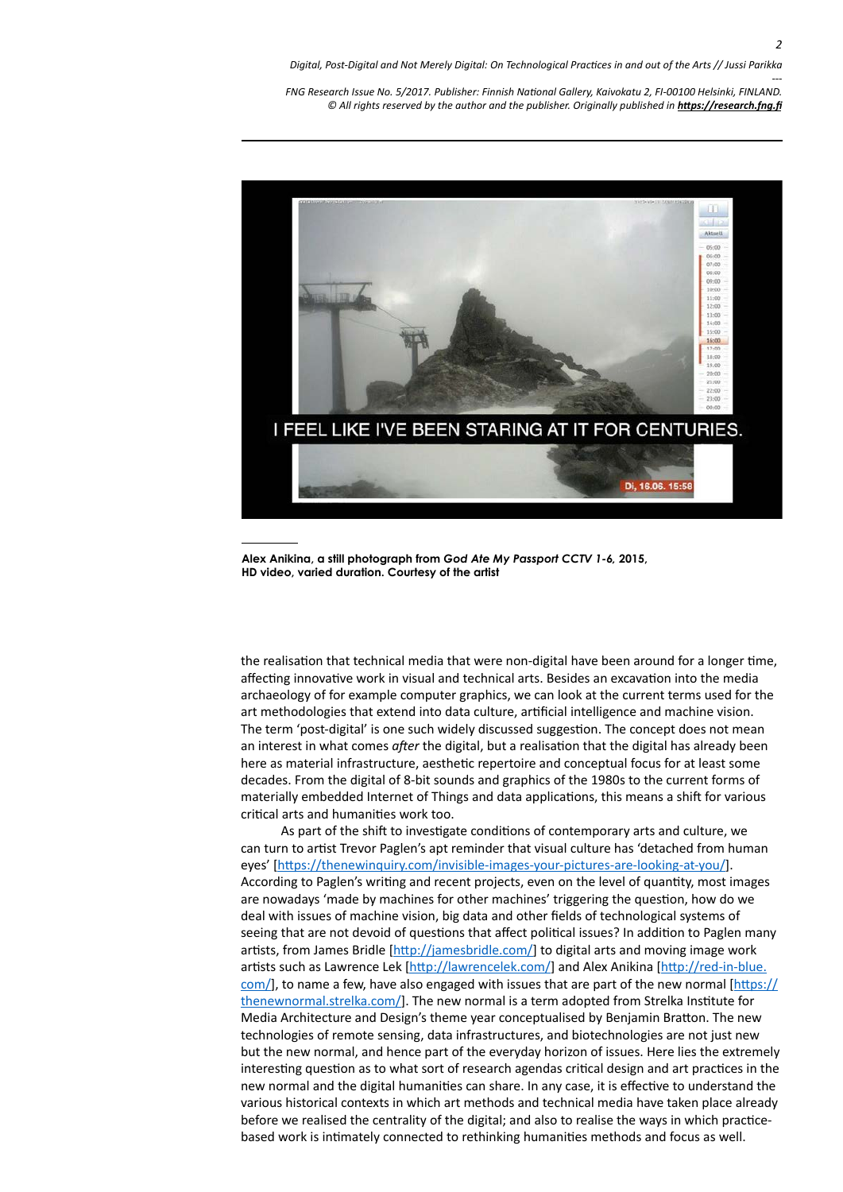**Alex Anikina, a still photograph from *God Ate My Passport CCTV 1-6*, 2015, HD video, varied duration. Courtesy of the artist**

the realisation that technical media that were non-digital have been around for a longer time, affecting innovative work in visual and technical arts. Besides an excavation into the media archaeology of for example computer graphics, we can look at the current terms used for the art methodologies that extend into data culture, artificial intelligence and machine vision. The term 'post-digital' is one such widely discussed suggestion. The concept does not mean an interest in what comes *after* the digital, but a realisation that the digital has already been here as material infrastructure, aesthetic repertoire and conceptual focus for at least some decades. From the digital of 8-bit sounds and graphics of the 1980s to the current forms of materially embedded Internet of Things and data applications, this means a shift for various critical arts and humanities work too.

As part of the shift to investigate conditions of contemporary arts and culture, we can turn to artist Trevor Paglen's apt reminder that visual culture has 'detached from human eyes' [https://thenewinquiry.com/invisible-images-your-pictures-are-looking-at-you/]. According to Paglen's writing and recent projects, even on the level of quantity, most images are nowadays 'made by machines for other machines' triggering the question, how do we deal with issues of machine vision, big data and other fields of technological systems of seeing that are not devoid of questions that affect political issues? In addition to Paglen many artists, from James Bridle [http://jamesbridle.com/] to digital arts and moving image work artists such as Lawrence Lek [http://lawrencelek.com/] and Alex Anikina [http://red-in-blue.com/], to name a few, have also engaged with issues that are part of the new normal [https://thenewnormal.strelka.com/]. The new normal is a term adopted from Strelka Institute for Media Architecture and Design's theme year conceptualised by Benjamin Bratton. The new technologies of remote sensing, data infrastructures, and biotechnologies are not just new but the new normal, and hence part of the everyday horizon of issues. Here lies the extremely interesting question as to what sort of research agendas critical design and art practices in the new normal and the digital humanities can share. In any case, it is effective to understand the various historical contexts in which art methods and technical media have taken place already before we realised the centrality of the digital; and also to realise the ways in which practice-based work is intimately connected to rethinking humanities methods and focus as well.